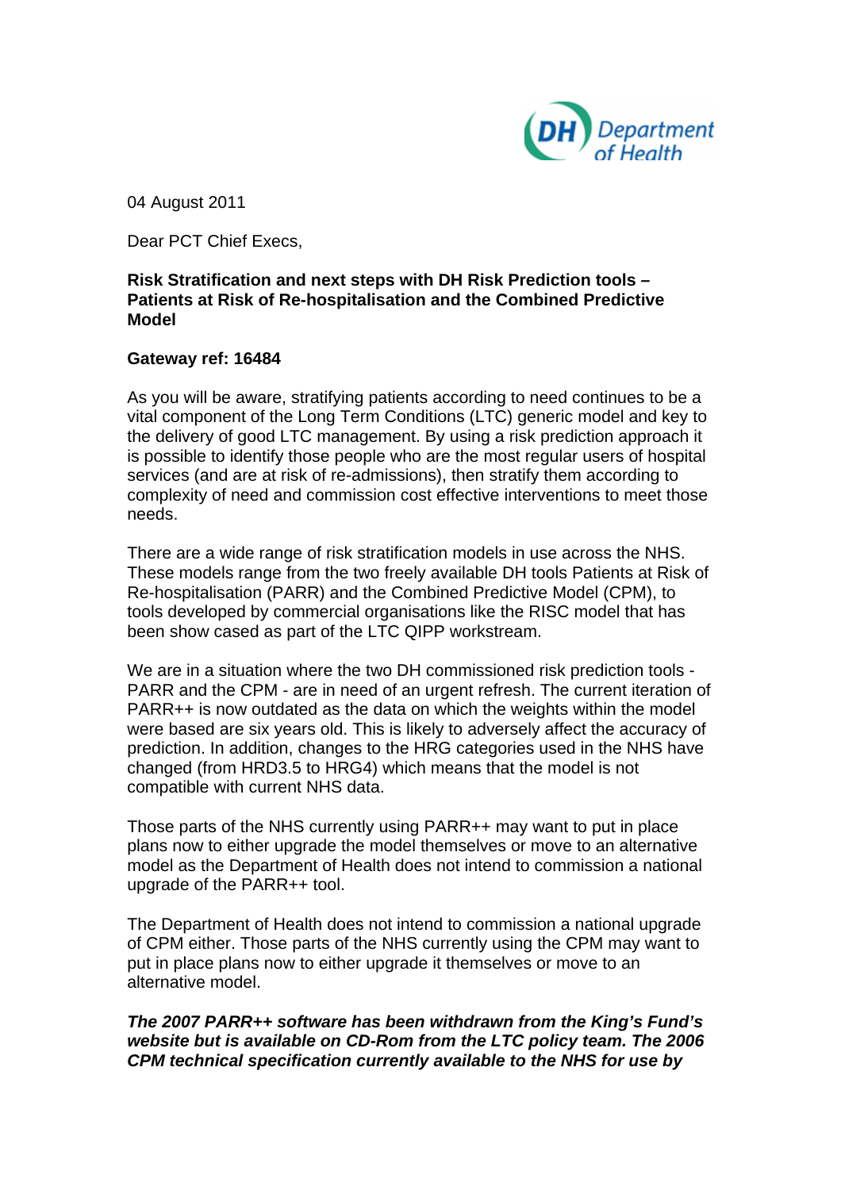04 August 2011

Dear PCT Chief Execs,

**Risk Stratification and next steps with DH Risk Prediction tools – Patients at Risk of Re-hospitalisation and the Combined Predictive Model**

**Gateway ref: 16484**

As you will be aware, stratifying patients according to need continues to be a vital component of the Long Term Conditions (LTC) generic model and key to the delivery of good LTC management. By using a risk prediction approach it is possible to identify those people who are the most regular users of hospital services (and are at risk of re-admissions), then stratify them according to complexity of need and commission cost effective interventions to meet those needs.

There are a wide range of risk stratification models in use across the NHS. These models range from the two freely available DH tools Patients at Risk of Re-hospitalisation (PARR) and the Combined Predictive Model (CPM), to tools developed by commercial organisations like the RISC model that has been show cased as part of the LTC QIPP workstream.

We are in a situation where the two DH commissioned risk prediction tools - PARR and the CPM - are in need of an urgent refresh. The current iteration of PARR++ is now outdated as the data on which the weights within the model were based are six years old. This is likely to adversely affect the accuracy of prediction. In addition, changes to the HRG categories used in the NHS have changed (from HRD3.5 to HRG4) which means that the model is not compatible with current NHS data.

Those parts of the NHS currently using PARR++ may want to put in place plans now to either upgrade the model themselves or move to an alternative model as the Department of Health does not intend to commission a national upgrade of the PARR++ tool.

The Department of Health does not intend to commission a national upgrade of CPM either. Those parts of the NHS currently using the CPM may want to put in place plans now to either upgrade it themselves or move to an alternative model.

***The 2007 PARR++ software has been withdrawn from the King's Fund's website but is available on CD-Rom from the LTC policy team. The 2006 CPM technical specification currently available to the NHS for use by***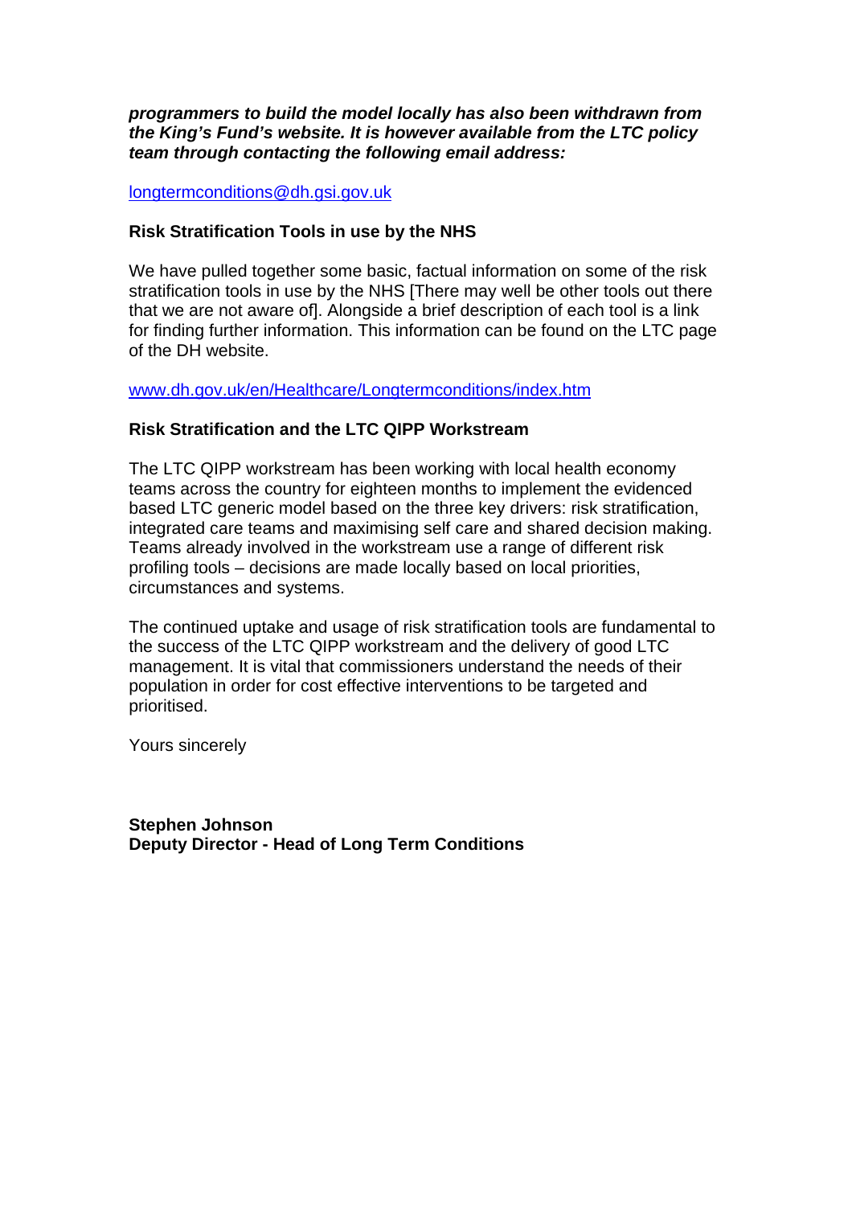***programmers to build the model locally has also been withdrawn from the King's Fund's website. It is however available from the LTC policy team through contacting the following email address:***

longtermconditions@dh.gsi.gov.uk

**Risk Stratification Tools in use by the NHS**

We have pulled together some basic, factual information on some of the risk stratification tools in use by the NHS [There may well be other tools out there that we are not aware of]. Alongside a brief description of each tool is a link for finding further information. This information can be found on the LTC page of the DH website.

www.dh.gov.uk/en/Healthcare/Longtermconditions/index.htm

**Risk Stratification and the LTC QIPP Workstream**

The LTC QIPP workstream has been working with local health economy teams across the country for eighteen months to implement the evidenced based LTC generic model based on the three key drivers: risk stratification, integrated care teams and maximising self care and shared decision making. Teams already involved in the workstream use a range of different risk profiling tools – decisions are made locally based on local priorities, circumstances and systems.

The continued uptake and usage of risk stratification tools are fundamental to the success of the LTC QIPP workstream and the delivery of good LTC management. It is vital that commissioners understand the needs of their population in order for cost effective interventions to be targeted and prioritised.

Yours sincerely

**Stephen Johnson**
**Deputy Director - Head of Long Term Conditions**